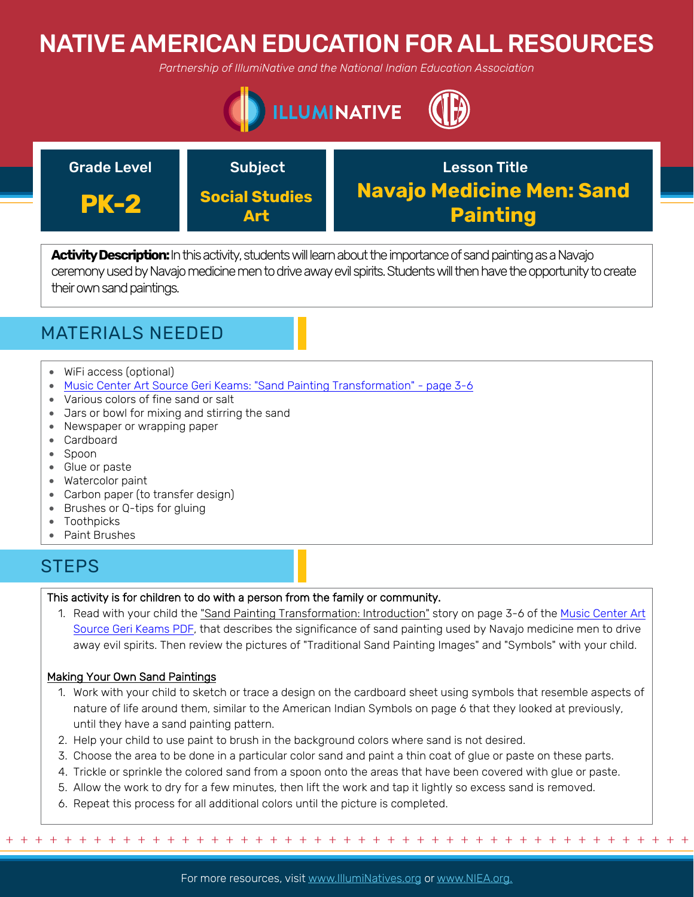# NATIVE AMERICAN EDUCATION FOR ALL RESOURCES

*Partnership of IllumiNative and the National Indian Education Association*

| Grade Level | Subject | Lesson Title |
|---|---|---|
| **PK-2** | **Social Studies Art** | **Navajo Medicine Men: Sand Painting** |

**Activity Description:** In this activity, students will learn about the importance of sand painting as a Navajo ceremony used by Navajo medicine men to drive away evil spirits. Students will then have the opportunity to create their own sand paintings.

## MATERIALS NEEDED

- WiFi access (optional)
- Music Center Art Source Geri Keams: "Sand Painting Transformation" - page 3-6
- Various colors of fine sand or salt
- Jars or bowl for mixing and stirring the sand
- Newspaper or wrapping paper
- Cardboard
- Spoon
- Glue or paste
- Watercolor paint
- Carbon paper (to transfer design)
- Brushes or Q-tips for gluing
- Toothpicks
- Paint Brushes

## STEPS

**This activity is for children to do with a person from the family or community.**

1. Read with your child the "Sand Painting Transformation: Introduction" story on page 3-6 of the Music Center Art Source Geri Keams PDF, that describes the significance of sand painting used by Navajo medicine men to drive away evil spirits. Then review the pictures of "Traditional Sand Painting Images" and "Symbols" with your child.

Making Your Own Sand Paintings

1. Work with your child to sketch or trace a design on the cardboard sheet using symbols that resemble aspects of nature of life around them, similar to the American Indian Symbols on page 6 that they looked at previously, until they have a sand painting pattern.
2. Help your child to use paint to brush in the background colors where sand is not desired.
3. Choose the area to be done in a particular color sand and paint a thin coat of glue or paste on these parts.
4. Trickle or sprinkle the colored sand from a spoon onto the areas that have been covered with glue or paste.
5. Allow the work to dry for a few minutes, then lift the work and tap it lightly so excess sand is removed.
6. Repeat this process for all additional colors until the picture is completed.

For more resources, visit www.IllumiNatives.org or www.NIEA.org.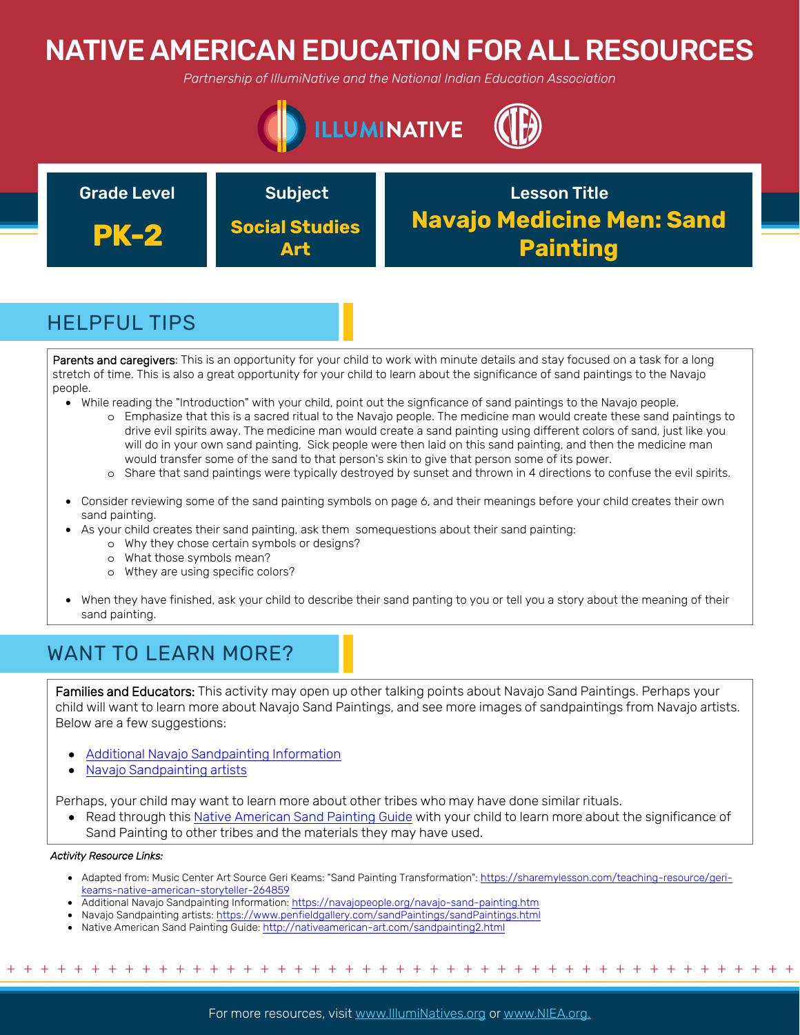# NATIVE AMERICAN EDUCATION FOR ALL RESOURCES

*Partnership of IllumiNative and the National Indian Education Association*

| Grade Level | Subject | Lesson Title |
|---|---|---|
| **PK-2** | **Social Studies Art** | **Navajo Medicine Men: Sand Painting** |

## HELPFUL TIPS

Parents and caregivers: This is an opportunity for your child to work with minute details and stay focused on a task for a long stretch of time. This is also a great opportunity for your child to learn about the significance of sand paintings to the Navajo people.

- While reading the "Introduction" with your child, point out the signficance of sand paintings to the Navajo people.
  - Emphasize that this is a sacred ritual to the Navajo people. The medicine man would create these sand paintings to drive evil spirits away. The medicine man would create a sand painting using different colors of sand, just like you will do in your own sand painting, Sick people were then laid on this sand painting, and then the medicine man would transfer some of the sand to that person's skin to give that person some of its power.
  - Share that sand paintings were typically destroyed by sunset and thrown in 4 directions to confuse the evil spirits.
- Consider reviewing some of the sand painting symbols on page 6, and their meanings before your child creates their own sand painting.
- As your child creates their sand painting, ask them somequestions about their sand painting:
  - Why they chose certain symbols or designs?
  - What those symbols mean?
  - Wthey are using specific colors?
- When they have finished, ask your child to describe their sand panting to you or tell you a story about the meaning of their sand painting.

## WANT TO LEARN MORE?

**Families and Educators:** This activity may open up other talking points about Navajo Sand Paintings. Perhaps your child will want to learn more about Navajo Sand Paintings, and see more images of sandpaintings from Navajo artists. Below are a few suggestions:

- [Additional Navajo Sandpainting Information](https://navajopeople.org/navajo-sand-painting.htm)
- [Navajo Sandpainting artists](https://www.penfieldgallery.com/sandPaintings/sandPaintings.html)

Perhaps, your child may want to learn more about other tribes who may have done similar rituals.

- Read through this [Native American Sand Painting Guide](http://nativeamerican-art.com/sandpainting2.html) with your child to learn more about the significance of Sand Painting to other tribes and the materials they may have used.

*Activity Resource Links:*

- Adapted from: Music Center Art Source Geri Keams: "Sand Painting Transformation": https://sharemylesson.com/teaching-resource/geri-keams-native-american-storyteller-264859
- Additional Navajo Sandpainting Information: https://navajopeople.org/navajo-sand-painting.htm
- Navajo Sandpainting artists: https://www.penfieldgallery.com/sandPaintings/sandPaintings.html
- Native American Sand Painting Guide: http://nativeamerican-art.com/sandpainting2.html

For more resources, visit www.IllumiNatives.org or www.NIEA.org.